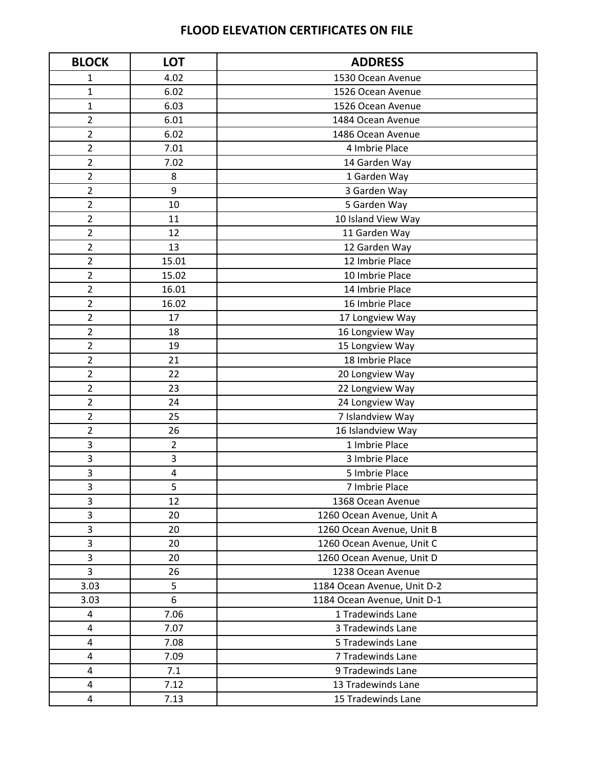# FLOOD ELEVATION CERTIFICATES ON FILE

| BLOCK | LOT | ADDRESS |
|---|---|---|
| 1 | 4.02 | 1530 Ocean Avenue |
| 1 | 6.02 | 1526 Ocean Avenue |
| 1 | 6.03 | 1526 Ocean Avenue |
| 2 | 6.01 | 1484 Ocean Avenue |
| 2 | 6.02 | 1486 Ocean Avenue |
| 2 | 7.01 | 4 Imbrie Place |
| 2 | 7.02 | 14 Garden Way |
| 2 | 8 | 1 Garden Way |
| 2 | 9 | 3 Garden Way |
| 2 | 10 | 5 Garden Way |
| 2 | 11 | 10 Island View Way |
| 2 | 12 | 11 Garden Way |
| 2 | 13 | 12 Garden Way |
| 2 | 15.01 | 12 Imbrie Place |
| 2 | 15.02 | 10 Imbrie Place |
| 2 | 16.01 | 14 Imbrie Place |
| 2 | 16.02 | 16 Imbrie Place |
| 2 | 17 | 17 Longview Way |
| 2 | 18 | 16 Longview Way |
| 2 | 19 | 15 Longview Way |
| 2 | 21 | 18 Imbrie Place |
| 2 | 22 | 20 Longview Way |
| 2 | 23 | 22 Longview Way |
| 2 | 24 | 24 Longview Way |
| 2 | 25 | 7 Islandview Way |
| 2 | 26 | 16 Islandview Way |
| 3 | 2 | 1 Imbrie Place |
| 3 | 3 | 3 Imbrie Place |
| 3 | 4 | 5 Imbrie Place |
| 3 | 5 | 7 Imbrie Place |
| 3 | 12 | 1368 Ocean Avenue |
| 3 | 20 | 1260 Ocean Avenue, Unit A |
| 3 | 20 | 1260 Ocean Avenue, Unit B |
| 3 | 20 | 1260 Ocean Avenue, Unit C |
| 3 | 20 | 1260 Ocean Avenue, Unit D |
| 3 | 26 | 1238 Ocean Avenue |
| 3.03 | 5 | 1184 Ocean Avenue, Unit D-2 |
| 3.03 | 6 | 1184 Ocean Avenue, Unit D-1 |
| 4 | 7.06 | 1 Tradewinds Lane |
| 4 | 7.07 | 3 Tradewinds Lane |
| 4 | 7.08 | 5 Tradewinds Lane |
| 4 | 7.09 | 7 Tradewinds Lane |
| 4 | 7.1 | 9 Tradewinds Lane |
| 4 | 7.12 | 13 Tradewinds Lane |
| 4 | 7.13 | 15 Tradewinds Lane |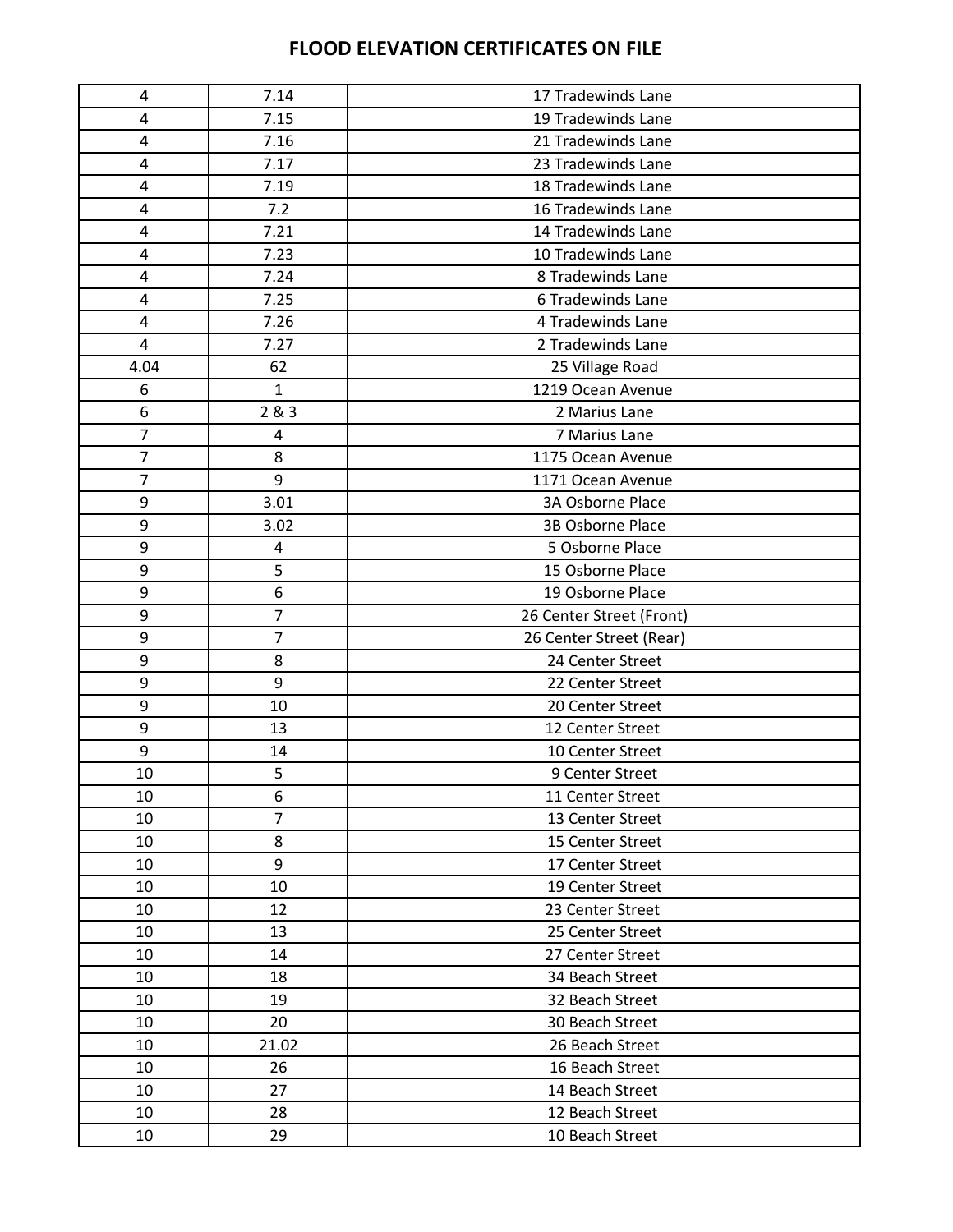# FLOOD ELEVATION CERTIFICATES ON FILE

| | | |
|---|---|---|
| 4 | 7.14 | 17 Tradewinds Lane |
| 4 | 7.15 | 19 Tradewinds Lane |
| 4 | 7.16 | 21 Tradewinds Lane |
| 4 | 7.17 | 23 Tradewinds Lane |
| 4 | 7.19 | 18 Tradewinds Lane |
| 4 | 7.2 | 16 Tradewinds Lane |
| 4 | 7.21 | 14 Tradewinds Lane |
| 4 | 7.23 | 10 Tradewinds Lane |
| 4 | 7.24 | 8 Tradewinds Lane |
| 4 | 7.25 | 6 Tradewinds Lane |
| 4 | 7.26 | 4 Tradewinds Lane |
| 4 | 7.27 | 2 Tradewinds Lane |
| 4.04 | 62 | 25 Village Road |
| 6 | 1 | 1219 Ocean Avenue |
| 6 | 2 & 3 | 2 Marius Lane |
| 7 | 4 | 7 Marius Lane |
| 7 | 8 | 1175 Ocean Avenue |
| 7 | 9 | 1171 Ocean Avenue |
| 9 | 3.01 | 3A Osborne Place |
| 9 | 3.02 | 3B Osborne Place |
| 9 | 4 | 5 Osborne Place |
| 9 | 5 | 15 Osborne Place |
| 9 | 6 | 19 Osborne Place |
| 9 | 7 | 26 Center Street (Front) |
| 9 | 7 | 26 Center Street (Rear) |
| 9 | 8 | 24 Center Street |
| 9 | 9 | 22 Center Street |
| 9 | 10 | 20 Center Street |
| 9 | 13 | 12 Center Street |
| 9 | 14 | 10 Center Street |
| 10 | 5 | 9 Center Street |
| 10 | 6 | 11 Center Street |
| 10 | 7 | 13 Center Street |
| 10 | 8 | 15 Center Street |
| 10 | 9 | 17 Center Street |
| 10 | 10 | 19 Center Street |
| 10 | 12 | 23 Center Street |
| 10 | 13 | 25 Center Street |
| 10 | 14 | 27 Center Street |
| 10 | 18 | 34 Beach Street |
| 10 | 19 | 32 Beach Street |
| 10 | 20 | 30 Beach Street |
| 10 | 21.02 | 26 Beach Street |
| 10 | 26 | 16 Beach Street |
| 10 | 27 | 14 Beach Street |
| 10 | 28 | 12 Beach Street |
| 10 | 29 | 10 Beach Street |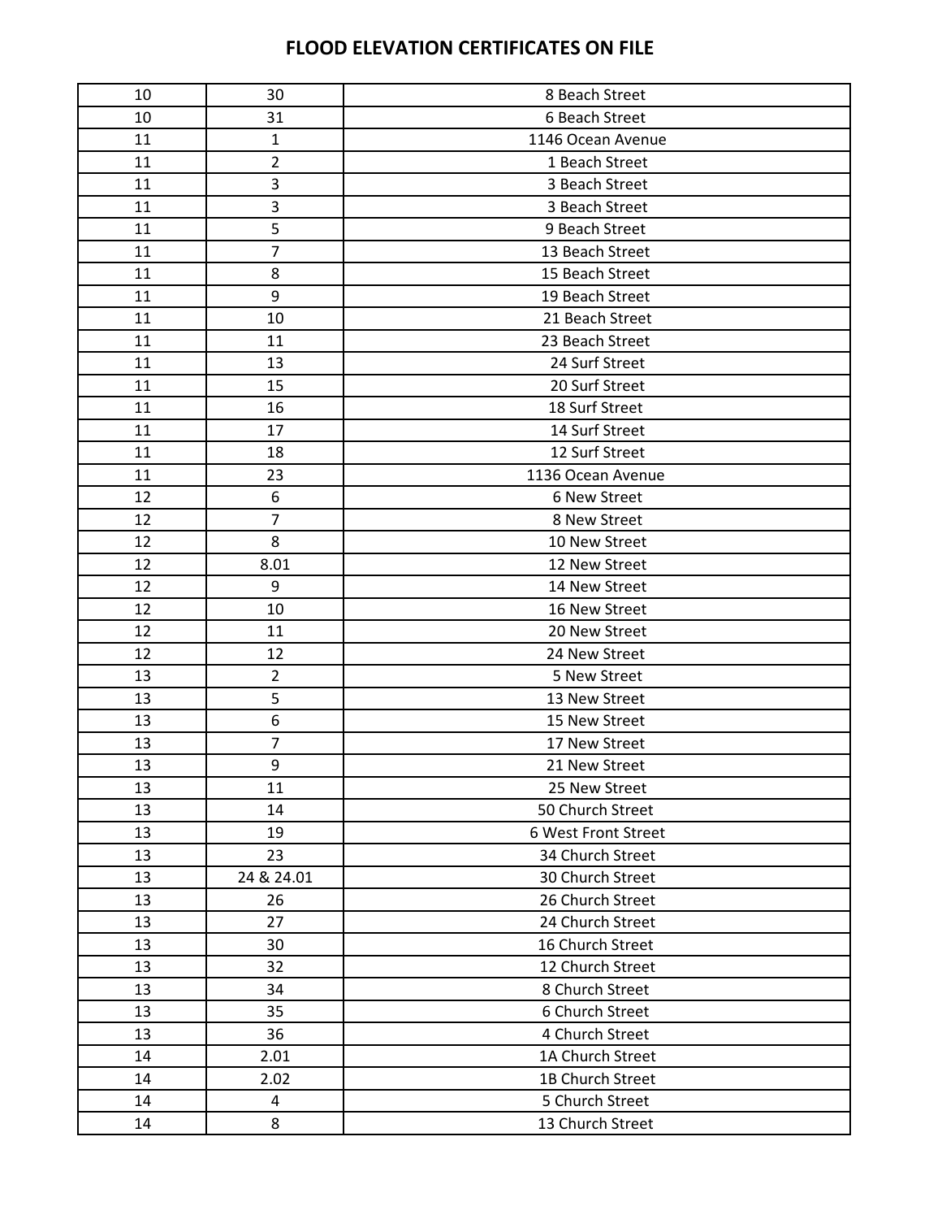# FLOOD ELEVATION CERTIFICATES ON FILE

| | | |
|---|---|---|
| 10 | 30 | 8 Beach Street |
| 10 | 31 | 6 Beach Street |
| 11 | 1 | 1146 Ocean Avenue |
| 11 | 2 | 1 Beach Street |
| 11 | 3 | 3 Beach Street |
| 11 | 3 | 3 Beach Street |
| 11 | 5 | 9 Beach Street |
| 11 | 7 | 13 Beach Street |
| 11 | 8 | 15 Beach Street |
| 11 | 9 | 19 Beach Street |
| 11 | 10 | 21 Beach Street |
| 11 | 11 | 23 Beach Street |
| 11 | 13 | 24 Surf Street |
| 11 | 15 | 20 Surf Street |
| 11 | 16 | 18 Surf Street |
| 11 | 17 | 14 Surf Street |
| 11 | 18 | 12 Surf Street |
| 11 | 23 | 1136 Ocean Avenue |
| 12 | 6 | 6 New Street |
| 12 | 7 | 8 New Street |
| 12 | 8 | 10 New Street |
| 12 | 8.01 | 12 New Street |
| 12 | 9 | 14 New Street |
| 12 | 10 | 16 New Street |
| 12 | 11 | 20 New Street |
| 12 | 12 | 24 New Street |
| 13 | 2 | 5 New Street |
| 13 | 5 | 13 New Street |
| 13 | 6 | 15 New Street |
| 13 | 7 | 17 New Street |
| 13 | 9 | 21 New Street |
| 13 | 11 | 25 New Street |
| 13 | 14 | 50 Church Street |
| 13 | 19 | 6 West Front Street |
| 13 | 23 | 34 Church Street |
| 13 | 24 & 24.01 | 30 Church Street |
| 13 | 26 | 26 Church Street |
| 13 | 27 | 24 Church Street |
| 13 | 30 | 16 Church Street |
| 13 | 32 | 12 Church Street |
| 13 | 34 | 8 Church Street |
| 13 | 35 | 6 Church Street |
| 13 | 36 | 4 Church Street |
| 14 | 2.01 | 1A Church Street |
| 14 | 2.02 | 1B Church Street |
| 14 | 4 | 5 Church Street |
| 14 | 8 | 13 Church Street |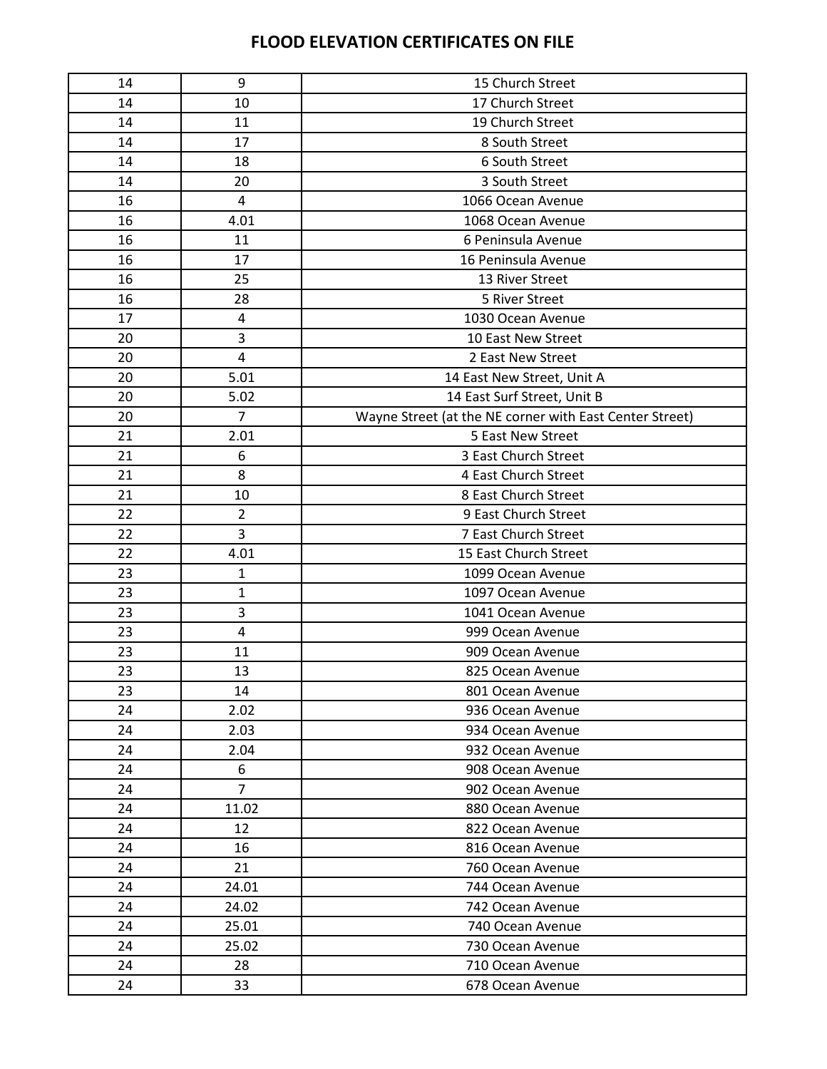# FLOOD ELEVATION CERTIFICATES ON FILE

| | | |
|---|---|---|
| 14 | 9 | 15 Church Street |
| 14 | 10 | 17 Church Street |
| 14 | 11 | 19 Church Street |
| 14 | 17 | 8 South Street |
| 14 | 18 | 6 South Street |
| 14 | 20 | 3 South Street |
| 16 | 4 | 1066 Ocean Avenue |
| 16 | 4.01 | 1068 Ocean Avenue |
| 16 | 11 | 6 Peninsula Avenue |
| 16 | 17 | 16 Peninsula Avenue |
| 16 | 25 | 13 River Street |
| 16 | 28 | 5 River Street |
| 17 | 4 | 1030 Ocean Avenue |
| 20 | 3 | 10 East New Street |
| 20 | 4 | 2 East New Street |
| 20 | 5.01 | 14 East New Street, Unit A |
| 20 | 5.02 | 14 East Surf Street, Unit B |
| 20 | 7 | Wayne Street (at the NE corner with East Center Street) |
| 21 | 2.01 | 5 East New Street |
| 21 | 6 | 3 East Church Street |
| 21 | 8 | 4 East Church Street |
| 21 | 10 | 8 East Church Street |
| 22 | 2 | 9 East Church Street |
| 22 | 3 | 7 East Church Street |
| 22 | 4.01 | 15 East Church Street |
| 23 | 1 | 1099 Ocean Avenue |
| 23 | 1 | 1097 Ocean Avenue |
| 23 | 3 | 1041 Ocean Avenue |
| 23 | 4 | 999 Ocean Avenue |
| 23 | 11 | 909 Ocean Avenue |
| 23 | 13 | 825 Ocean Avenue |
| 23 | 14 | 801 Ocean Avenue |
| 24 | 2.02 | 936 Ocean Avenue |
| 24 | 2.03 | 934 Ocean Avenue |
| 24 | 2.04 | 932 Ocean Avenue |
| 24 | 6 | 908 Ocean Avenue |
| 24 | 7 | 902 Ocean Avenue |
| 24 | 11.02 | 880 Ocean Avenue |
| 24 | 12 | 822 Ocean Avenue |
| 24 | 16 | 816 Ocean Avenue |
| 24 | 21 | 760 Ocean Avenue |
| 24 | 24.01 | 744 Ocean Avenue |
| 24 | 24.02 | 742 Ocean Avenue |
| 24 | 25.01 | 740 Ocean Avenue |
| 24 | 25.02 | 730 Ocean Avenue |
| 24 | 28 | 710 Ocean Avenue |
| 24 | 33 | 678 Ocean Avenue |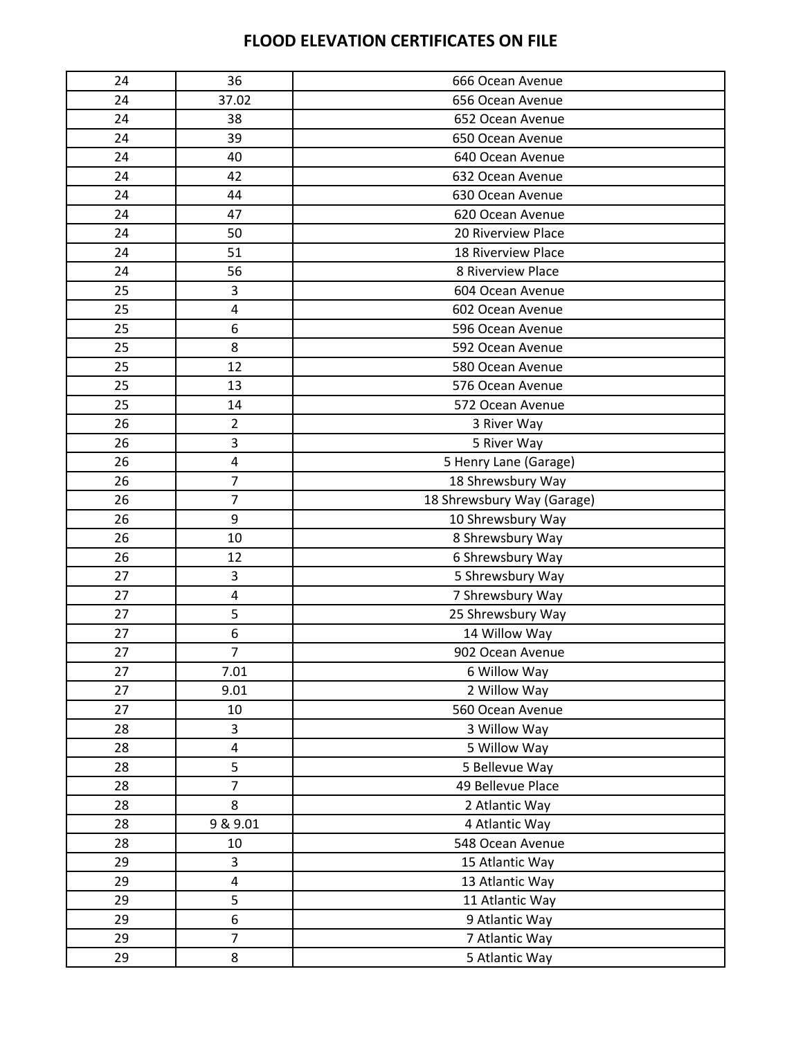# FLOOD ELEVATION CERTIFICATES ON FILE

| | | |
|---|---|---|
| 24 | 36 | 666 Ocean Avenue |
| 24 | 37.02 | 656 Ocean Avenue |
| 24 | 38 | 652 Ocean Avenue |
| 24 | 39 | 650 Ocean Avenue |
| 24 | 40 | 640 Ocean Avenue |
| 24 | 42 | 632 Ocean Avenue |
| 24 | 44 | 630 Ocean Avenue |
| 24 | 47 | 620 Ocean Avenue |
| 24 | 50 | 20 Riverview Place |
| 24 | 51 | 18 Riverview Place |
| 24 | 56 | 8 Riverview Place |
| 25 | 3 | 604 Ocean Avenue |
| 25 | 4 | 602 Ocean Avenue |
| 25 | 6 | 596 Ocean Avenue |
| 25 | 8 | 592 Ocean Avenue |
| 25 | 12 | 580 Ocean Avenue |
| 25 | 13 | 576 Ocean Avenue |
| 25 | 14 | 572 Ocean Avenue |
| 26 | 2 | 3 River Way |
| 26 | 3 | 5 River Way |
| 26 | 4 | 5 Henry Lane (Garage) |
| 26 | 7 | 18 Shrewsbury Way |
| 26 | 7 | 18 Shrewsbury Way (Garage) |
| 26 | 9 | 10 Shrewsbury Way |
| 26 | 10 | 8 Shrewsbury Way |
| 26 | 12 | 6 Shrewsbury Way |
| 27 | 3 | 5 Shrewsbury Way |
| 27 | 4 | 7 Shrewsbury Way |
| 27 | 5 | 25 Shrewsbury Way |
| 27 | 6 | 14 Willow Way |
| 27 | 7 | 902 Ocean Avenue |
| 27 | 7.01 | 6 Willow Way |
| 27 | 9.01 | 2 Willow Way |
| 27 | 10 | 560 Ocean Avenue |
| 28 | 3 | 3 Willow Way |
| 28 | 4 | 5 Willow Way |
| 28 | 5 | 5 Bellevue Way |
| 28 | 7 | 49 Bellevue Place |
| 28 | 8 | 2 Atlantic Way |
| 28 | 9 & 9.01 | 4 Atlantic Way |
| 28 | 10 | 548 Ocean Avenue |
| 29 | 3 | 15 Atlantic Way |
| 29 | 4 | 13 Atlantic Way |
| 29 | 5 | 11 Atlantic Way |
| 29 | 6 | 9 Atlantic Way |
| 29 | 7 | 7 Atlantic Way |
| 29 | 8 | 5 Atlantic Way |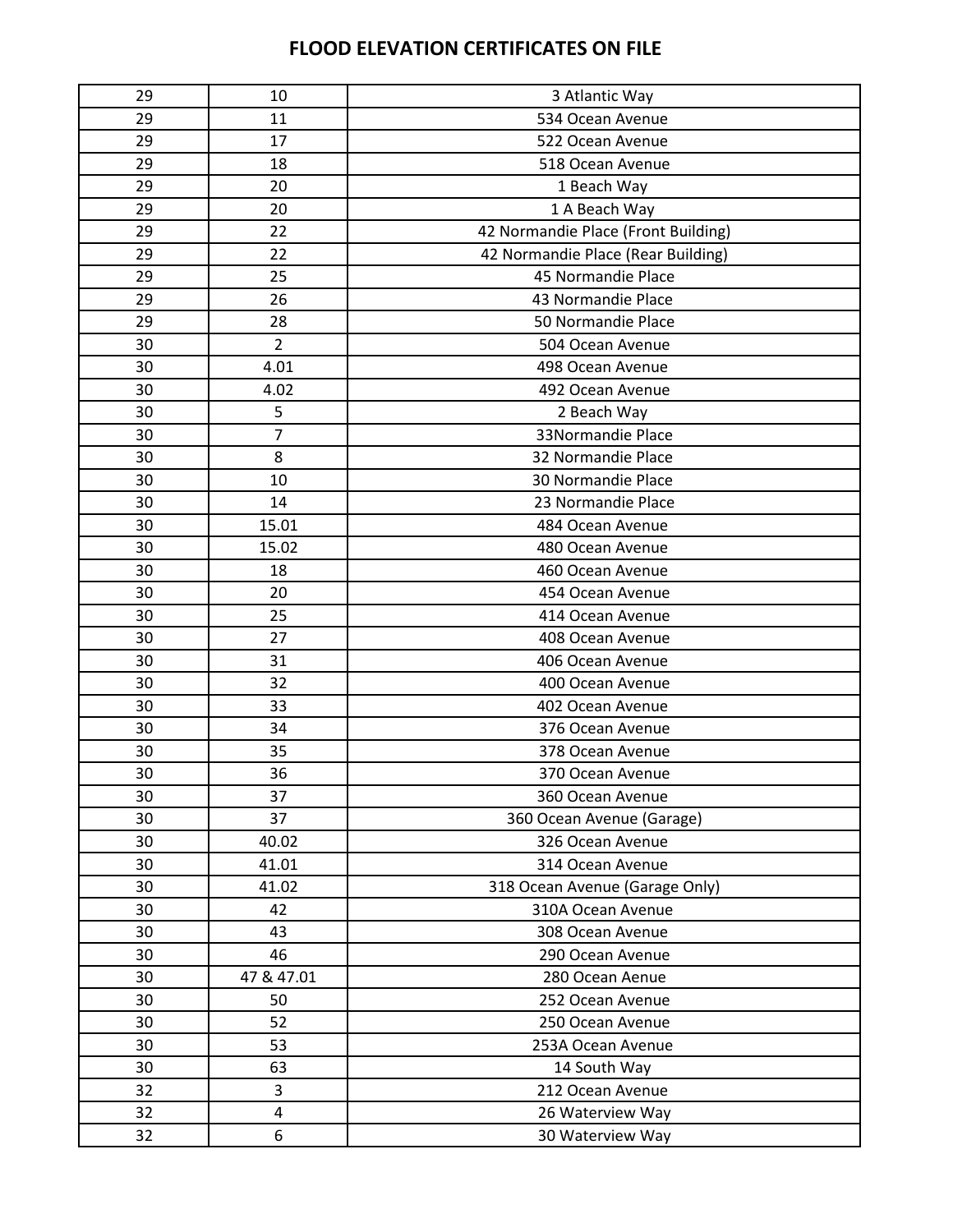# FLOOD ELEVATION CERTIFICATES ON FILE

| | | |
|---|---|---|
| 29 | 10 | 3 Atlantic Way |
| 29 | 11 | 534 Ocean Avenue |
| 29 | 17 | 522 Ocean Avenue |
| 29 | 18 | 518 Ocean Avenue |
| 29 | 20 | 1 Beach Way |
| 29 | 20 | 1 A Beach Way |
| 29 | 22 | 42 Normandie Place (Front Building) |
| 29 | 22 | 42 Normandie Place (Rear Building) |
| 29 | 25 | 45 Normandie Place |
| 29 | 26 | 43 Normandie Place |
| 29 | 28 | 50 Normandie Place |
| 30 | 2 | 504 Ocean Avenue |
| 30 | 4.01 | 498 Ocean Avenue |
| 30 | 4.02 | 492 Ocean Avenue |
| 30 | 5 | 2 Beach Way |
| 30 | 7 | 33Normandie Place |
| 30 | 8 | 32 Normandie Place |
| 30 | 10 | 30 Normandie Place |
| 30 | 14 | 23 Normandie Place |
| 30 | 15.01 | 484 Ocean Avenue |
| 30 | 15.02 | 480 Ocean Avenue |
| 30 | 18 | 460 Ocean Avenue |
| 30 | 20 | 454 Ocean Avenue |
| 30 | 25 | 414 Ocean Avenue |
| 30 | 27 | 408 Ocean Avenue |
| 30 | 31 | 406 Ocean Avenue |
| 30 | 32 | 400 Ocean Avenue |
| 30 | 33 | 402 Ocean Avenue |
| 30 | 34 | 376 Ocean Avenue |
| 30 | 35 | 378 Ocean Avenue |
| 30 | 36 | 370 Ocean Avenue |
| 30 | 37 | 360 Ocean Avenue |
| 30 | 37 | 360 Ocean Avenue (Garage) |
| 30 | 40.02 | 326 Ocean Avenue |
| 30 | 41.01 | 314 Ocean Avenue |
| 30 | 41.02 | 318 Ocean Avenue (Garage Only) |
| 30 | 42 | 310A Ocean Avenue |
| 30 | 43 | 308 Ocean Avenue |
| 30 | 46 | 290 Ocean Avenue |
| 30 | 47 & 47.01 | 280 Ocean Aenue |
| 30 | 50 | 252 Ocean Avenue |
| 30 | 52 | 250 Ocean Avenue |
| 30 | 53 | 253A Ocean Avenue |
| 30 | 63 | 14 South Way |
| 32 | 3 | 212 Ocean Avenue |
| 32 | 4 | 26 Waterview Way |
| 32 | 6 | 30 Waterview Way |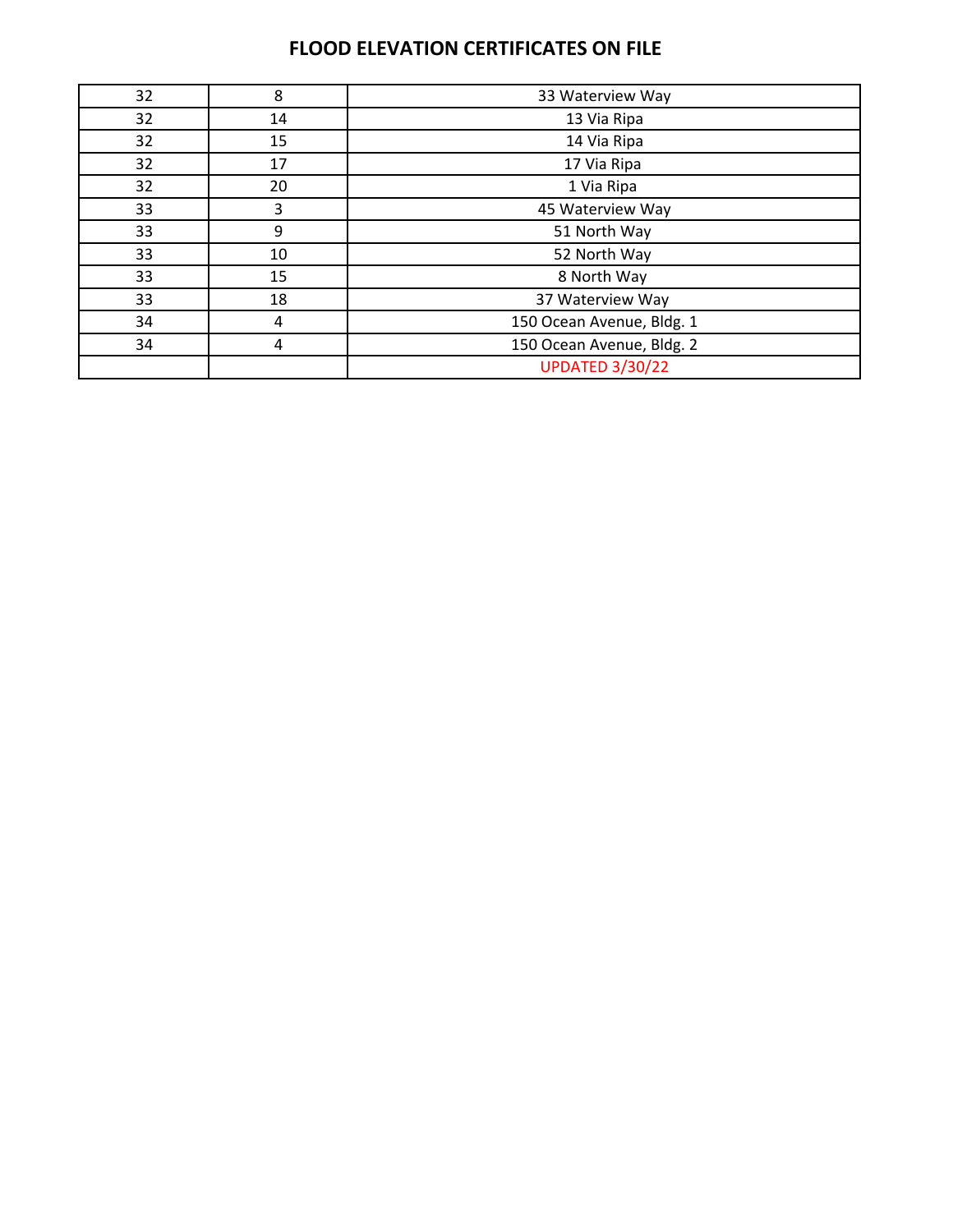# FLOOD ELEVATION CERTIFICATES ON FILE

| | | |
|---|---|---|
| 32 | 8 | 33 Waterview Way |
| 32 | 14 | 13 Via Ripa |
| 32 | 15 | 14 Via Ripa |
| 32 | 17 | 17 Via Ripa |
| 32 | 20 | 1 Via Ripa |
| 33 | 3 | 45 Waterview Way |
| 33 | 9 | 51 North Way |
| 33 | 10 | 52 North Way |
| 33 | 15 | 8 North Way |
| 33 | 18 | 37 Waterview Way |
| 34 | 4 | 150 Ocean Avenue, Bldg. 1 |
| 34 | 4 | 150 Ocean Avenue, Bldg. 2 |
| | | UPDATED 3/30/22 |